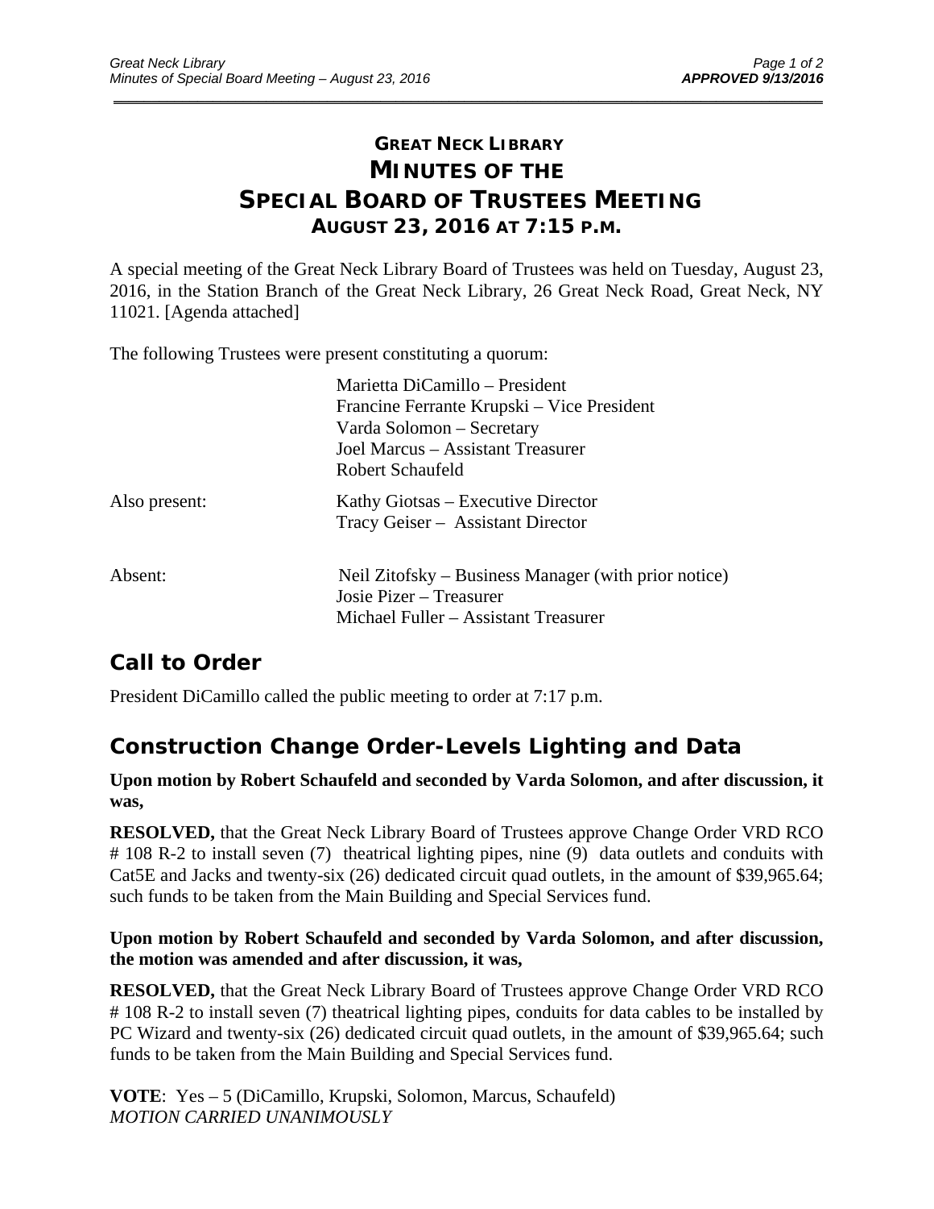# GREAT NECK LIBRARY
# MINUTES OF THE
# SPECIAL BOARD OF TRUSTEES MEETING
### AUGUST 23, 2016 AT 7:15 P.M.

A special meeting of the Great Neck Library Board of Trustees was held on Tuesday, August 23, 2016, in the Station Branch of the Great Neck Library, 26 Great Neck Road, Great Neck, NY 11021. [Agenda attached]

The following Trustees were present constituting a quorum:

Marietta DiCamillo – President
Francine Ferrante Krupski – Vice President
Varda Solomon – Secretary
Joel Marcus – Assistant Treasurer
Robert Schaufeld

Also present:

Kathy Giotsas – Executive Director
Tracy Geiser – Assistant Director

Absent:

Neil Zitofsky – Business Manager (with prior notice)
Josie Pizer – Treasurer
Michael Fuller – Assistant Treasurer

## Call to Order

President DiCamillo called the public meeting to order at 7:17 p.m.

## Construction Change Order-Levels Lighting and Data

**Upon motion by Robert Schaufeld and seconded by Varda Solomon, and after discussion, it was,**

**RESOLVED,** that the Great Neck Library Board of Trustees approve Change Order VRD RCO # 108 R-2 to install seven (7) theatrical lighting pipes, nine (9) data outlets and conduits with Cat5E and Jacks and twenty-six (26) dedicated circuit quad outlets, in the amount of $39,965.64; such funds to be taken from the Main Building and Special Services fund.

**Upon motion by Robert Schaufeld and seconded by Varda Solomon, and after discussion, the motion was amended and after discussion, it was,**

**RESOLVED,** that the Great Neck Library Board of Trustees approve Change Order VRD RCO # 108 R-2 to install seven (7) theatrical lighting pipes, conduits for data cables to be installed by PC Wizard and twenty-six (26) dedicated circuit quad outlets, in the amount of $39,965.64; such funds to be taken from the Main Building and Special Services fund.

**VOTE**: Yes – 5 (DiCamillo, Krupski, Solomon, Marcus, Schaufeld)
*MOTION CARRIED UNANIMOUSLY*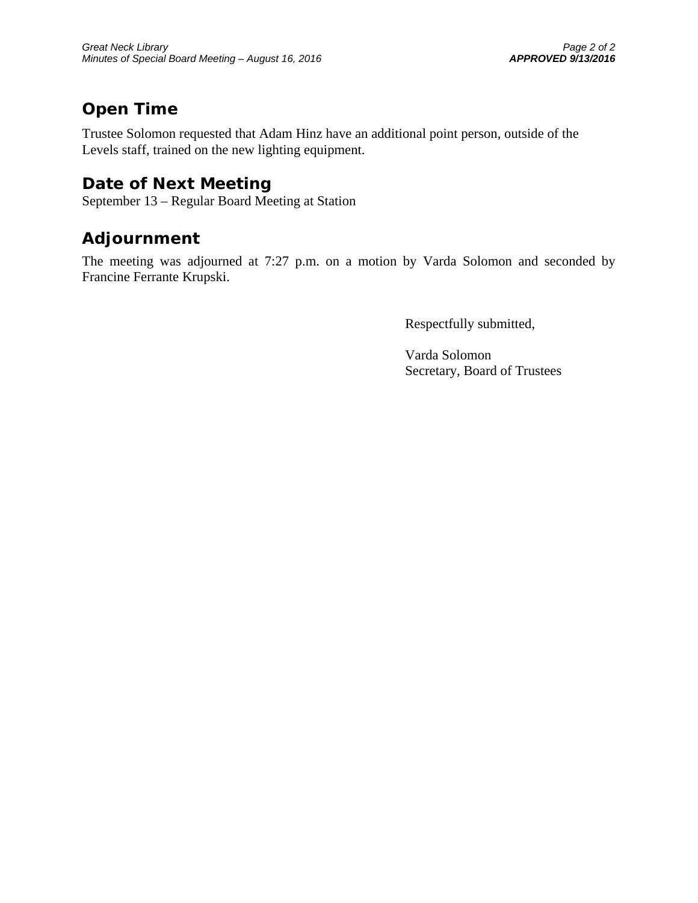## Open Time

Trustee Solomon requested that Adam Hinz have an additional point person, outside of the Levels staff, trained on the new lighting equipment.

## Date of Next Meeting

September 13 – Regular Board Meeting at Station

## Adjournment

The meeting was adjourned at 7:27 p.m. on a motion by Varda Solomon and seconded by Francine Ferrante Krupski.

Respectfully submitted,

Varda Solomon
Secretary, Board of Trustees